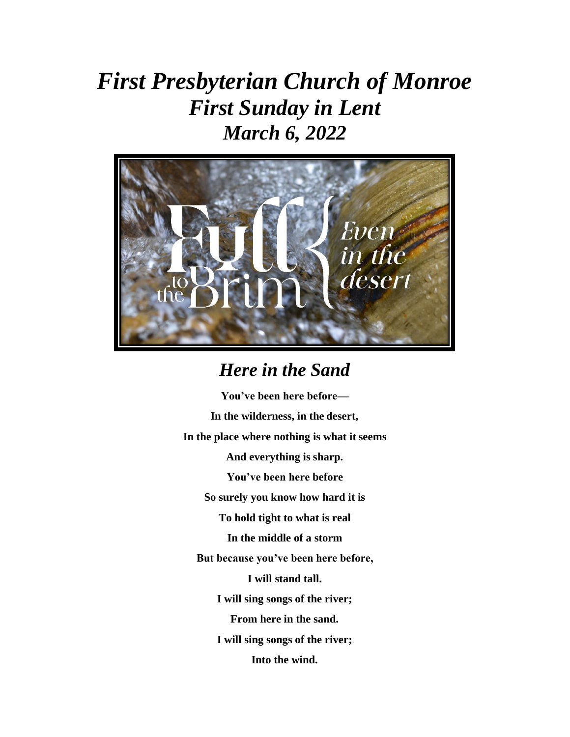# *First Presbyterian Church of Monroe*
## *First Sunday in Lent*
## *March 6, 2022*

Full to the Brim { Even in the desert

## *Here in the Sand*

**You've been here before—**

**In the wilderness, in the desert,**

**In the place where nothing is what it seems**

**And everything is sharp.**

**You've been here before**

**So surely you know how hard it is**

**To hold tight to what is real**

**In the middle of a storm**

**But because you've been here before,**

**I will stand tall.**

**I will sing songs of the river;**

**From here in the sand.**

**I will sing songs of the river;**

**Into the wind.**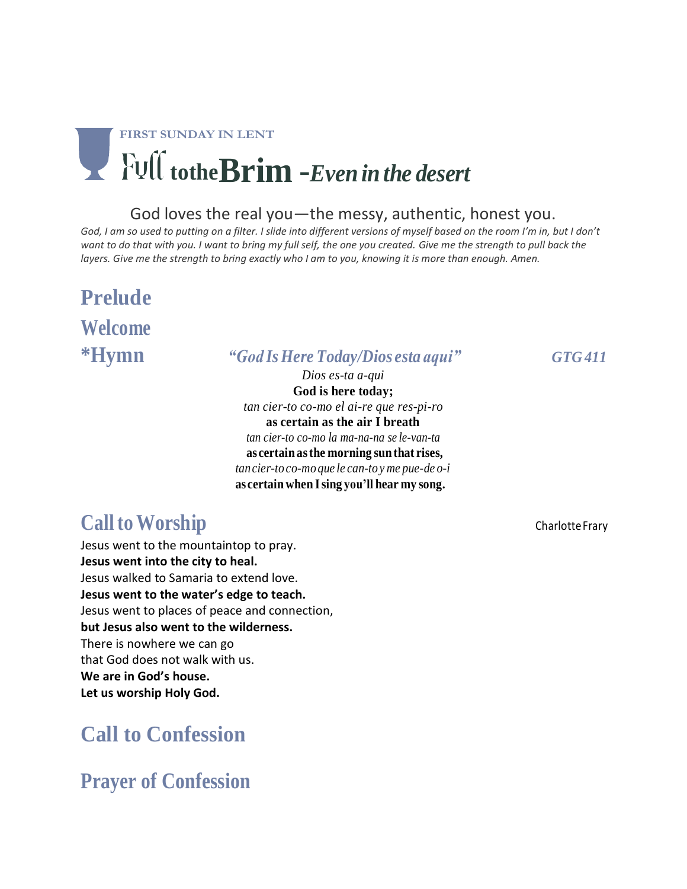**FIRST SUNDAY IN LENT**

# Full to the Brim -*Even in the desert*

God loves the real you—the messy, authentic, honest you.

*God, I am so used to putting on a filter. I slide into different versions of myself based on the room I'm in, but I don't want to do that with you. I want to bring my full self, the one you created. Give me the strength to pull back the layers. Give me the strength to bring exactly who I am to you, knowing it is more than enough. Amen.*

## Prelude

## Welcome

## *Hymn *"God Is Here Today/Dios esta aqui"* *GTG 411*

*Dios es-ta a-qui*
**God is here today;**
*tan cier-to co-mo el ai-re que res-pi-ro*
**as certain as the air I breath**
*tan cier-to co-mo la ma-na-na se le-van-ta*
**as certain as the morning sun that rises,**
*tan cier-to co-mo que le can-to y me pue-de o-i*
**as certain when I sing you'll hear my song.**

## Call to Worship

Charlotte Frary

Jesus went to the mountaintop to pray.
**Jesus went into the city to heal.**
Jesus walked to Samaria to extend love.
**Jesus went to the water's edge to teach.**
Jesus went to places of peace and connection,
**but Jesus also went to the wilderness.**
There is nowhere we can go
that God does not walk with us.
**We are in God's house.**
**Let us worship Holy God.**

## Call to Confession

## Prayer of Confession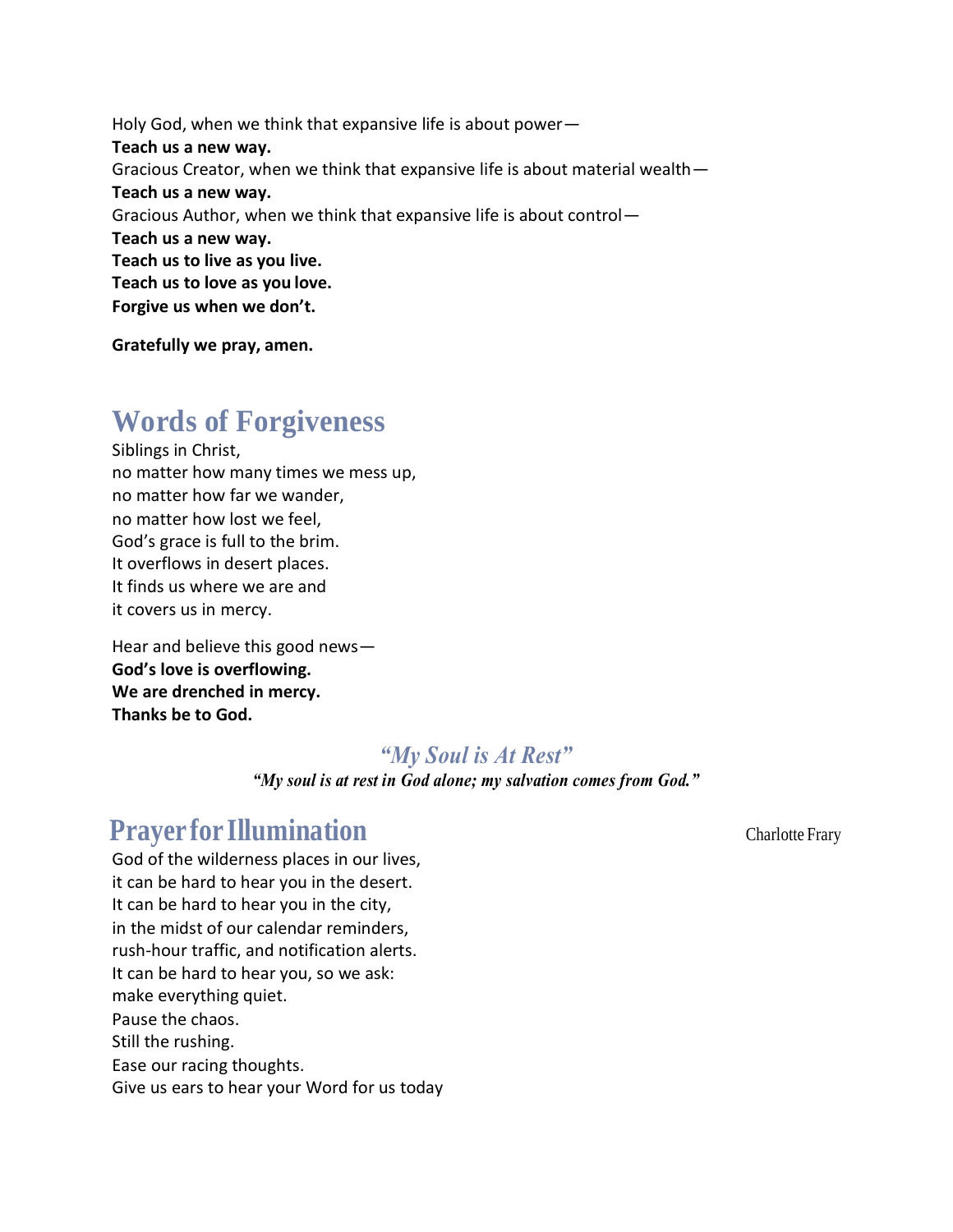Holy God, when we think that expansive life is about power—
**Teach us a new way.**
Gracious Creator, when we think that expansive life is about material wealth—
**Teach us a new way.**
Gracious Author, when we think that expansive life is about control—
**Teach us a new way.**
**Teach us to live as you live.**
**Teach us to love as you love.**
**Forgive us when we don't.**

**Gratefully we pray, amen.**

## Words of Forgiveness

Siblings in Christ,
no matter how many times we mess up,
no matter how far we wander,
no matter how lost we feel,
God's grace is full to the brim.
It overflows in desert places.
It finds us where we are and
it covers us in mercy.

Hear and believe this good news—
**God's love is overflowing.**
**We are drenched in mercy.**
**Thanks be to God.**

### *"My Soul is At Rest"*

***"My soul is at rest in God alone; my salvation comes from God."***

## Prayer for Illumination

Charlotte Frary

God of the wilderness places in our lives,
it can be hard to hear you in the desert.
It can be hard to hear you in the city,
in the midst of our calendar reminders,
rush-hour traffic, and notification alerts.
It can be hard to hear you, so we ask:
make everything quiet.
Pause the chaos.
Still the rushing.
Ease our racing thoughts.
Give us ears to hear your Word for us today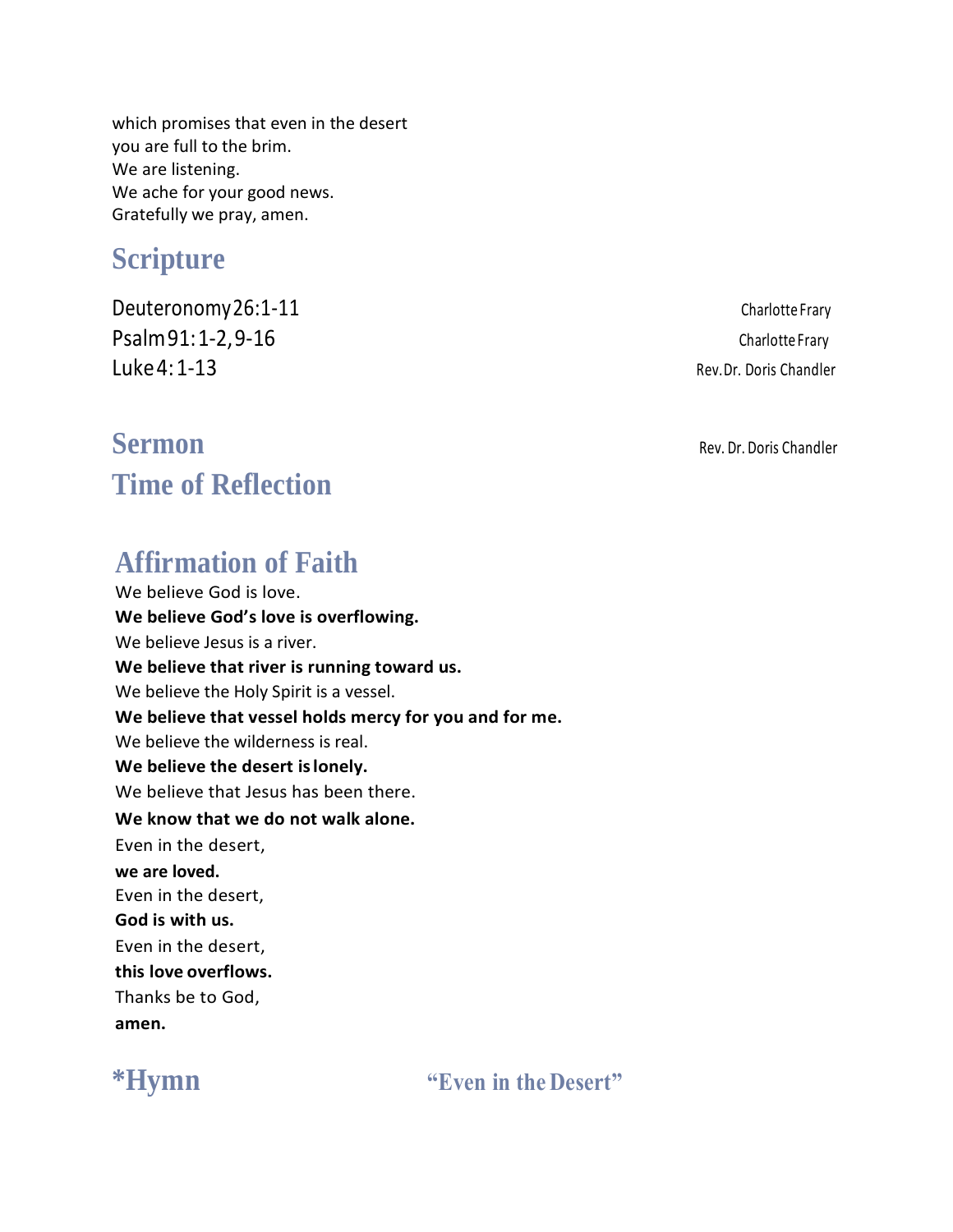which promises that even in the desert
you are full to the brim.
We are listening.
We ache for your good news.
Gratefully we pray, amen.

## Scripture

Deuteronomy 26:1-11 — Charlotte Frary
Psalm 91:1-2, 9-16 — Charlotte Frary
Luke 4:1-13 — Rev. Dr. Doris Chandler

## Sermon

Rev. Dr. Doris Chandler

## Time of Reflection

## Affirmation of Faith

We believe God is love.
**We believe God's love is overflowing.**
We believe Jesus is a river.
**We believe that river is running toward us.**
We believe the Holy Spirit is a vessel.
**We believe that vessel holds mercy for you and for me.**
We believe the wilderness is real.
**We believe the desert is lonely.**
We believe that Jesus has been there.
**We know that we do not walk alone.**
Even in the desert,
**we are loved.**
Even in the desert,
**God is with us.**
Even in the desert,
**this love overflows.**
Thanks be to God,
**amen.**

## *Hymn — "Even in the Desert"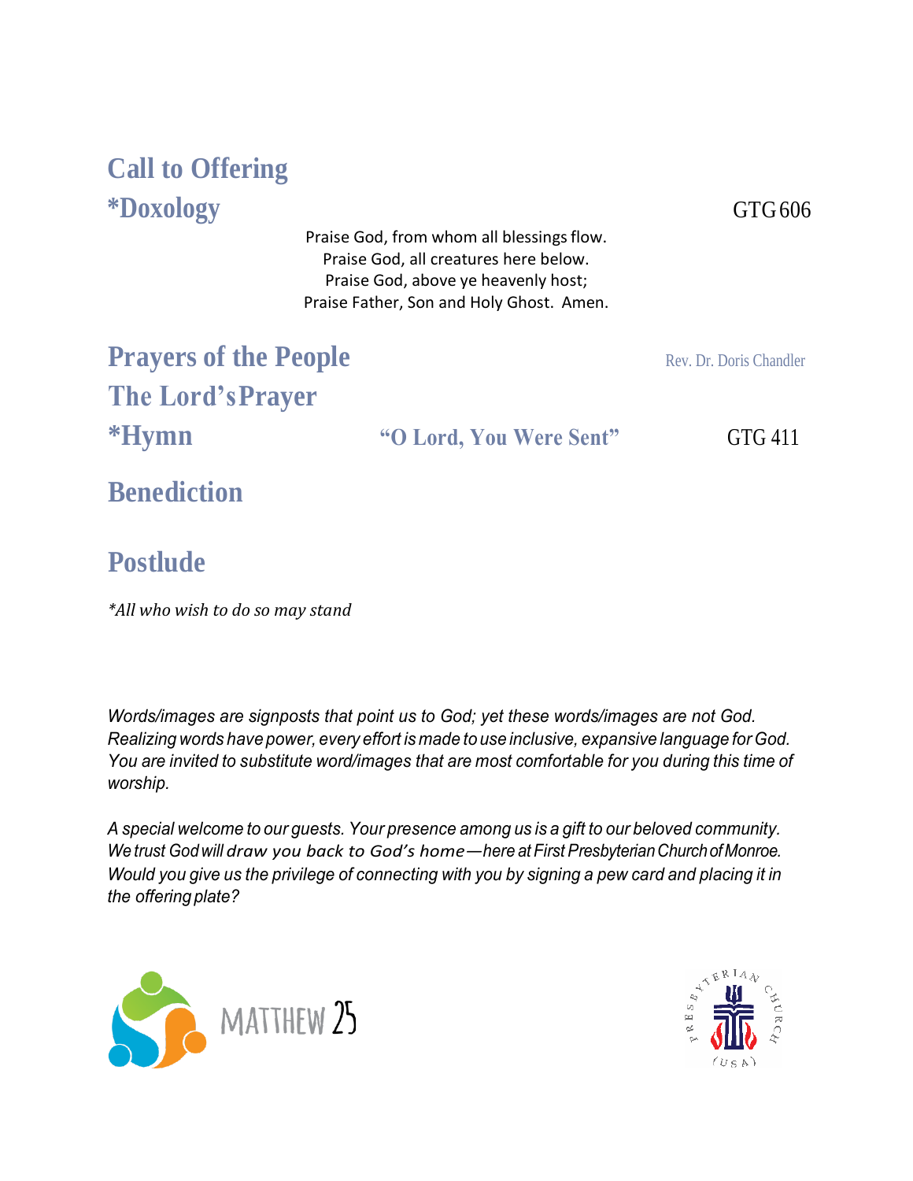## Call to Offering

## *Doxology GTG 606

Praise God, from whom all blessings flow.
Praise God, all creatures here below.
Praise God, above ye heavenly host;
Praise Father, Son and Holy Ghost. Amen.

## Prayers of the People Rev. Dr. Doris Chandler

## The Lord's Prayer

## *Hymn "O Lord, You Were Sent" GTG 411

## Benediction

## Postlude

*\*All who wish to do so may stand*

*Words/images are signposts that point us to God; yet these words/images are not God. Realizing words have power, every effort is made to use inclusive, expansive language for God. You are invited to substitute word/images that are most comfortable for you during this time of worship.*

*A special welcome to our guests. Your presence among us is a gift to our beloved community. We trust God will draw you back to God's home—here at First Presbyterian Church of Monroe. Would you give us the privilege of connecting with you by signing a pew card and placing it in the offering plate?*

MATTHEW 25

PRESBYTERIAN CHURCH (USA)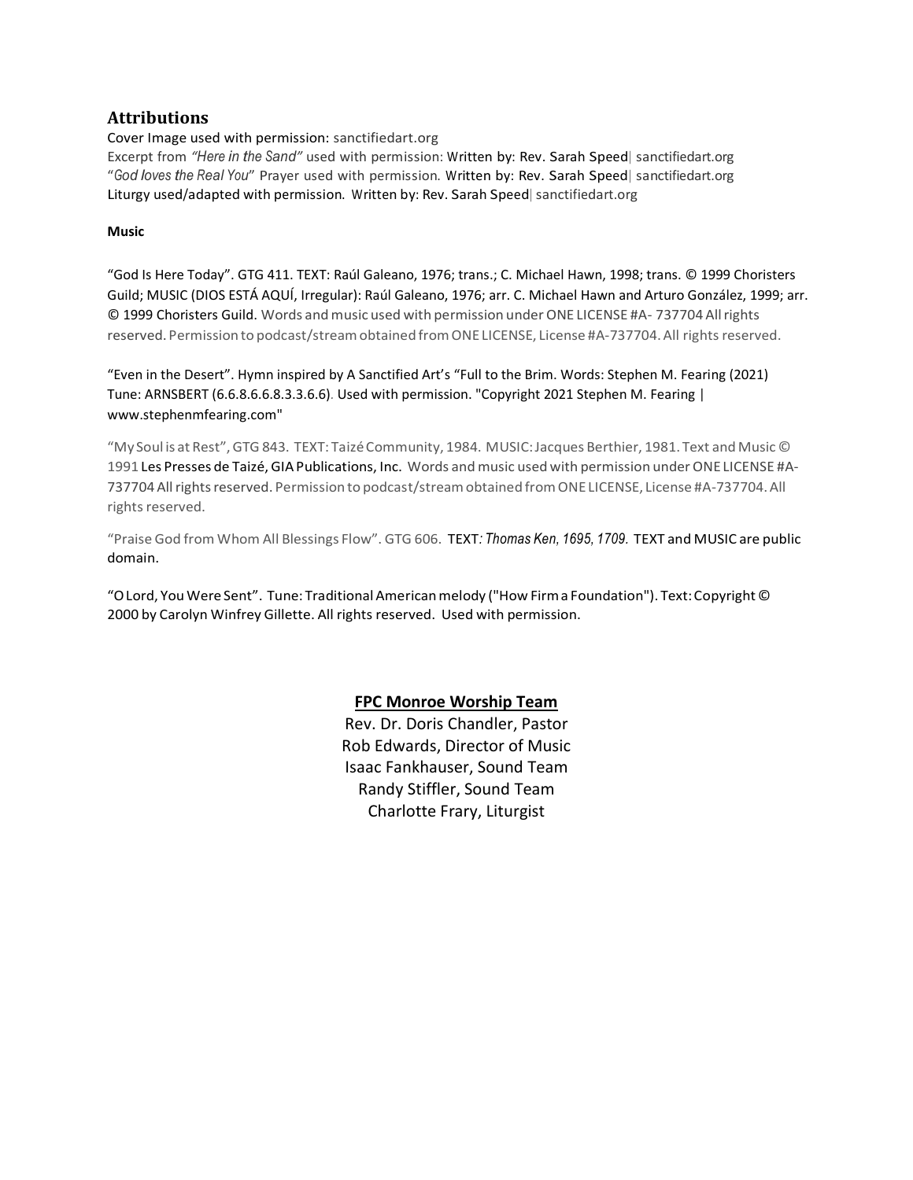## Attributions

Cover Image used with permission: sanctifiedart.org
Excerpt from *"Here in the Sand"* used with permission: Written by: Rev. Sarah Speed| sanctifiedart.org
"*God loves the Real You*" Prayer used with permission. Written by: Rev. Sarah Speed| sanctifiedart.org
Liturgy used/adapted with permission. Written by: Rev. Sarah Speed| sanctifiedart.org

**Music**

"God Is Here Today". GTG 411. TEXT: Raúl Galeano, 1976; trans.; C. Michael Hawn, 1998; trans. © 1999 Choristers Guild; MUSIC (DIOS ESTÁ AQUÍ, Irregular): Raúl Galeano, 1976; arr. C. Michael Hawn and Arturo González, 1999; arr. © 1999 Choristers Guild. Words and music used with permission under ONE LICENSE #A- 737704 All rights reserved. Permission to podcast/stream obtained from ONE LICENSE, License #A-737704. All rights reserved.

"Even in the Desert". Hymn inspired by A Sanctified Art's "Full to the Brim. Words: Stephen M. Fearing (2021) Tune: ARNSBERT (6.6.8.6.6.8.3.3.6.6). Used with permission. "Copyright 2021 Stephen M. Fearing | www.stephenmfearing.com"

"My Soul is at Rest", GTG 843. TEXT: Taizé Community, 1984. MUSIC: Jacques Berthier, 1981. Text and Music © 1991 Les Presses de Taizé, GIA Publications, Inc. Words and music used with permission under ONE LICENSE #A-737704 All rights reserved. Permission to podcast/stream obtained from ONE LICENSE, License #A-737704. All rights reserved.

"Praise God from Whom All Blessings Flow". GTG 606. TEXT*: Thomas Ken, 1695, 1709.* TEXT and MUSIC are public domain.

"O Lord, You Were Sent". Tune: Traditional American melody ("How Firm a Foundation"). Text: Copyright © 2000 by Carolyn Winfrey Gillette. All rights reserved. Used with permission.

**FPC Monroe Worship Team**

Rev. Dr. Doris Chandler, Pastor
Rob Edwards, Director of Music
Isaac Fankhauser, Sound Team
Randy Stiffler, Sound Team
Charlotte Frary, Liturgist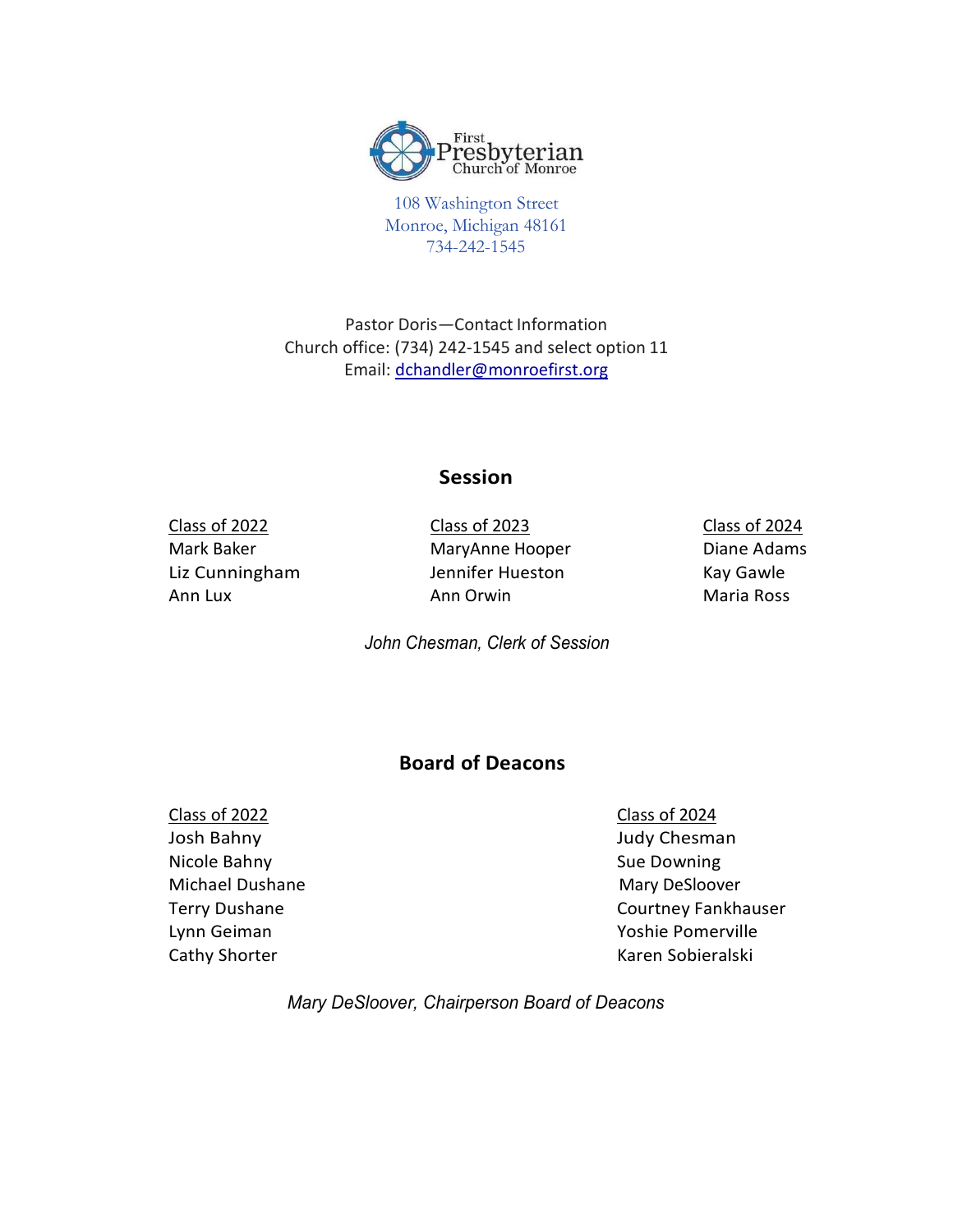First Presbyterian Church of Monroe

108 Washington Street
Monroe, Michigan 48161
734-242-1545

Pastor Doris—Contact Information
Church office: (734) 242-1545 and select option 11
Email: dchandler@monroefirst.org

## Session

| Class of 2022 | Class of 2023 | Class of 2024 |
| --- | --- | --- |
| Mark Baker | MaryAnne Hooper | Diane Adams |
| Liz Cunningham | Jennifer Hueston | Kay Gawle |
| Ann Lux | Ann Orwin | Maria Ross |

*John Chesman, Clerk of Session*

## Board of Deacons

| Class of 2022 | Class of 2024 |
| --- | --- |
| Josh Bahny | Judy Chesman |
| Nicole Bahny | Sue Downing |
| Michael Dushane | Mary DeSloover |
| Terry Dushane | Courtney Fankhauser |
| Lynn Geiman | Yoshie Pomerville |
| Cathy Shorter | Karen Sobieralski |

*Mary DeSloover, Chairperson Board of Deacons*